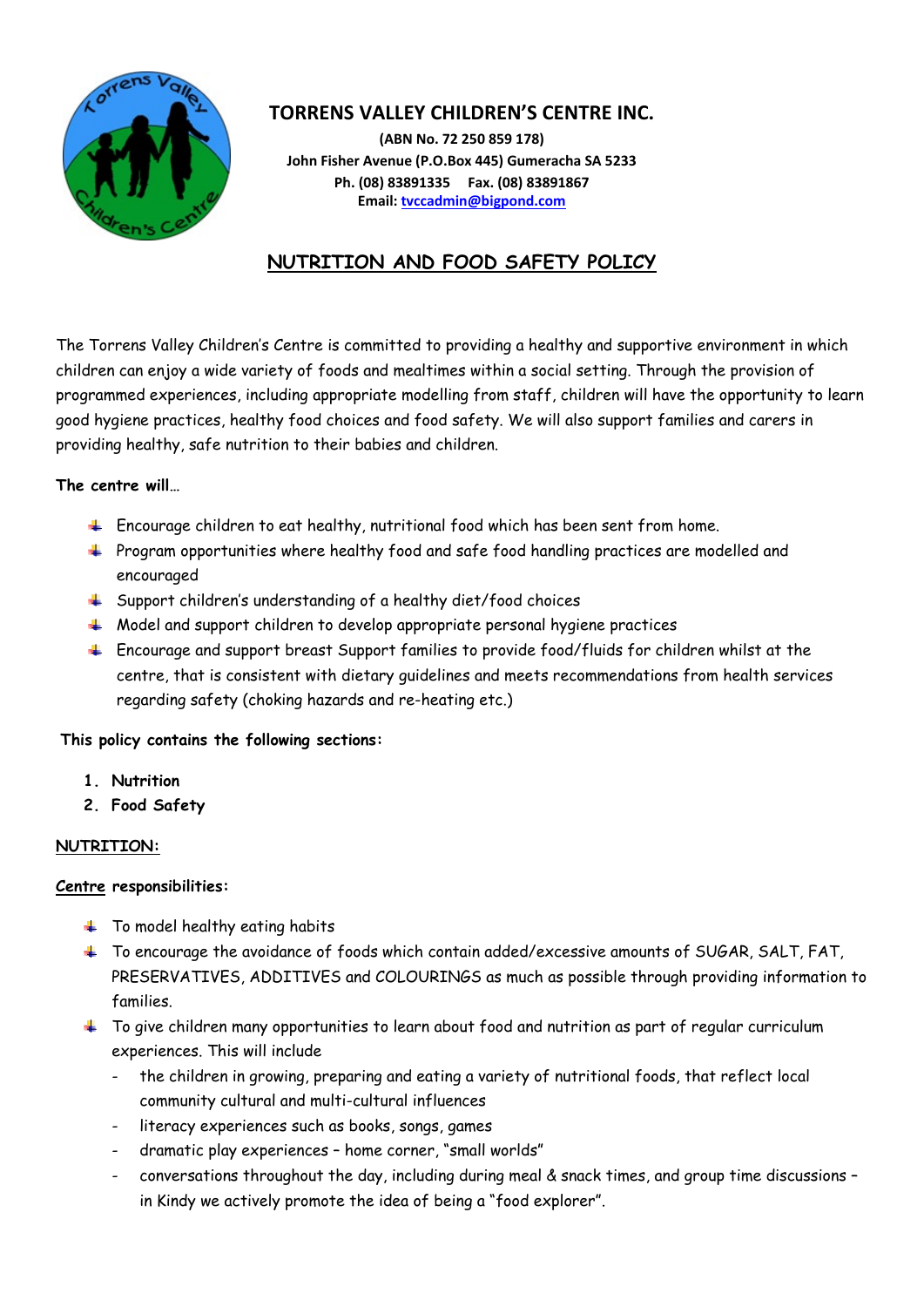# TORRENS VALLEY CHILDREN'S CENTRE INC.

**(ABN No. 72 250 859 178)**
**John Fisher Avenue (P.O.Box 445) Gumeracha SA 5233**
**Ph. (08) 83891335 Fax. (08) 83891867**
**Email: tvccadmin@bigpond.com**

## NUTRITION AND FOOD SAFETY POLICY

The Torrens Valley Children's Centre is committed to providing a healthy and supportive environment in which children can enjoy a wide variety of foods and mealtimes within a social setting. Through the provision of programmed experiences, including appropriate modelling from staff, children will have the opportunity to learn good hygiene practices, healthy food choices and food safety. We will also support families and carers in providing healthy, safe nutrition to their babies and children.

**The centre will…**

- Encourage children to eat healthy, nutritional food which has been sent from home.
- Program opportunities where healthy food and safe food handling practices are modelled and encouraged
- Support children's understanding of a healthy diet/food choices
- Model and support children to develop appropriate personal hygiene practices
- Encourage and support breast Support families to provide food/fluids for children whilst at the centre, that is consistent with dietary guidelines and meets recommendations from health services regarding safety (choking hazards and re-heating etc.)

**This policy contains the following sections:**

1. **Nutrition**
2. **Food Safety**

### NUTRITION:

**Centre responsibilities:**

- To model healthy eating habits
- To encourage the avoidance of foods which contain added/excessive amounts of SUGAR, SALT, FAT, PRESERVATIVES, ADDITIVES and COLOURINGS as much as possible through providing information to families.
- To give children many opportunities to learn about food and nutrition as part of regular curriculum experiences. This will include
  - the children in growing, preparing and eating a variety of nutritional foods, that reflect local community cultural and multi-cultural influences
  - literacy experiences such as books, songs, games
  - dramatic play experiences – home corner, "small worlds"
  - conversations throughout the day, including during meal & snack times, and group time discussions – in Kindy we actively promote the idea of being a "food explorer".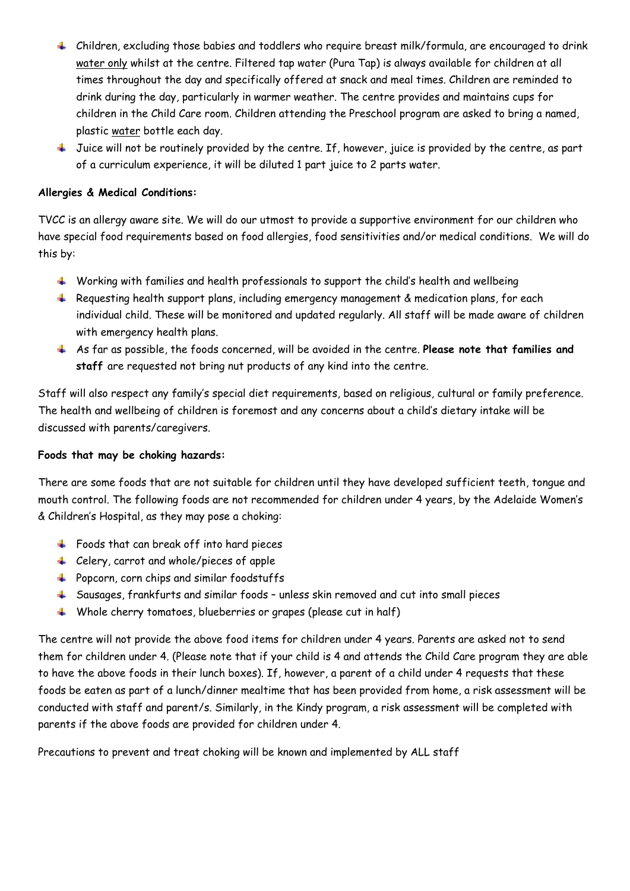- Children, excluding those babies and toddlers who require breast milk/formula, are encouraged to drink water only whilst at the centre. Filtered tap water (Pura Tap) is always available for children at all times throughout the day and specifically offered at snack and meal times. Children are reminded to drink during the day, particularly in warmer weather. The centre provides and maintains cups for children in the Child Care room. Children attending the Preschool program are asked to bring a named, plastic water bottle each day.
- Juice will not be routinely provided by the centre. If, however, juice is provided by the centre, as part of a curriculum experience, it will be diluted 1 part juice to 2 parts water.

**Allergies & Medical Conditions:**

TVCC is an allergy aware site. We will do our utmost to provide a supportive environment for our children who have special food requirements based on food allergies, food sensitivities and/or medical conditions. We will do this by:

- Working with families and health professionals to support the child's health and wellbeing
- Requesting health support plans, including emergency management & medication plans, for each individual child. These will be monitored and updated regularly. All staff will be made aware of children with emergency health plans.
- As far as possible, the foods concerned, will be avoided in the centre. **Please note that families and staff** are requested not bring nut products of any kind into the centre.

Staff will also respect any family's special diet requirements, based on religious, cultural or family preference. The health and wellbeing of children is foremost and any concerns about a child's dietary intake will be discussed with parents/caregivers.

**Foods that may be choking hazards:**

There are some foods that are not suitable for children until they have developed sufficient teeth, tongue and mouth control. The following foods are not recommended for children under 4 years, by the Adelaide Women's & Children's Hospital, as they may pose a choking:

- Foods that can break off into hard pieces
- Celery, carrot and whole/pieces of apple
- Popcorn, corn chips and similar foodstuffs
- Sausages, frankfurts and similar foods – unless skin removed and cut into small pieces
- Whole cherry tomatoes, blueberries or grapes (please cut in half)

The centre will not provide the above food items for children under 4 years. Parents are asked not to send them for children under 4. (Please note that if your child is 4 and attends the Child Care program they are able to have the above foods in their lunch boxes). If, however, a parent of a child under 4 requests that these foods be eaten as part of a lunch/dinner mealtime that has been provided from home, a risk assessment will be conducted with staff and parent/s. Similarly, in the Kindy program, a risk assessment will be completed with parents if the above foods are provided for children under 4.

Precautions to prevent and treat choking will be known and implemented by ALL staff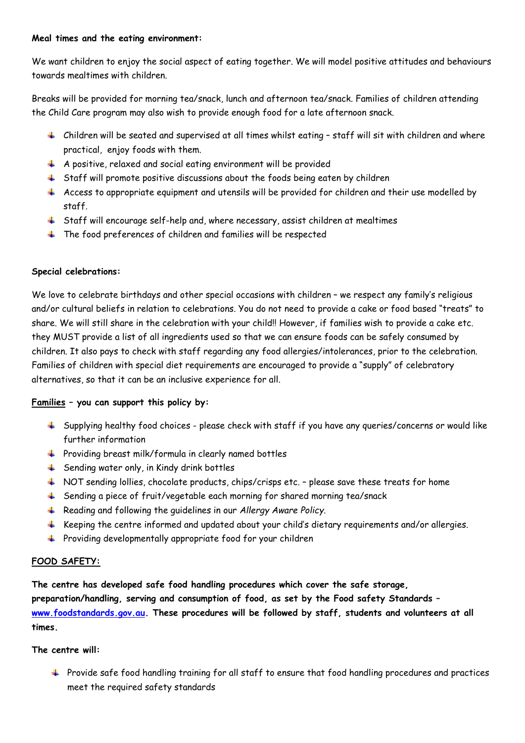**Meal times and the eating environment:**

We want children to enjoy the social aspect of eating together. We will model positive attitudes and behaviours towards mealtimes with children.

Breaks will be provided for morning tea/snack, lunch and afternoon tea/snack. Families of children attending the Child Care program may also wish to provide enough food for a late afternoon snack.

- Children will be seated and supervised at all times whilst eating – staff will sit with children and where practical, enjoy foods with them.
- A positive, relaxed and social eating environment will be provided
- Staff will promote positive discussions about the foods being eaten by children
- Access to appropriate equipment and utensils will be provided for children and their use modelled by staff.
- Staff will encourage self-help and, where necessary, assist children at mealtimes
- The food preferences of children and families will be respected

**Special celebrations:**

We love to celebrate birthdays and other special occasions with children – we respect any family's religious and/or cultural beliefs in relation to celebrations. You do not need to provide a cake or food based "treats" to share. We will still share in the celebration with your child!! However, if families wish to provide a cake etc. they MUST provide a list of all ingredients used so that we can ensure foods can be safely consumed by children. It also pays to check with staff regarding any food allergies/intolerances, prior to the celebration. Families of children with special diet requirements are encouraged to provide a "supply" of celebratory alternatives, so that it can be an inclusive experience for all.

**<u>Families</u> – you can support this policy by:**

- Supplying healthy food choices - please check with staff if you have any queries/concerns or would like further information
- Providing breast milk/formula in clearly named bottles
- Sending water only, in Kindy drink bottles
- NOT sending lollies, chocolate products, chips/crisps etc. – please save these treats for home
- Sending a piece of fruit/vegetable each morning for shared morning tea/snack
- Reading and following the guidelines in our *Allergy Aware Policy*.
- Keeping the centre informed and updated about your child's dietary requirements and/or allergies.
- Providing developmentally appropriate food for your children

**<u>FOOD SAFETY:</u>**

**The centre has developed safe food handling procedures which cover the safe storage, preparation/handling, serving and consumption of food, as set by the Food safety Standards – [www.foodstandards.gov.au](http://www.foodstandards.gov.au). These procedures will be followed by staff, students and volunteers at all times.**

**The centre will:**

- Provide safe food handling training for all staff to ensure that food handling procedures and practices meet the required safety standards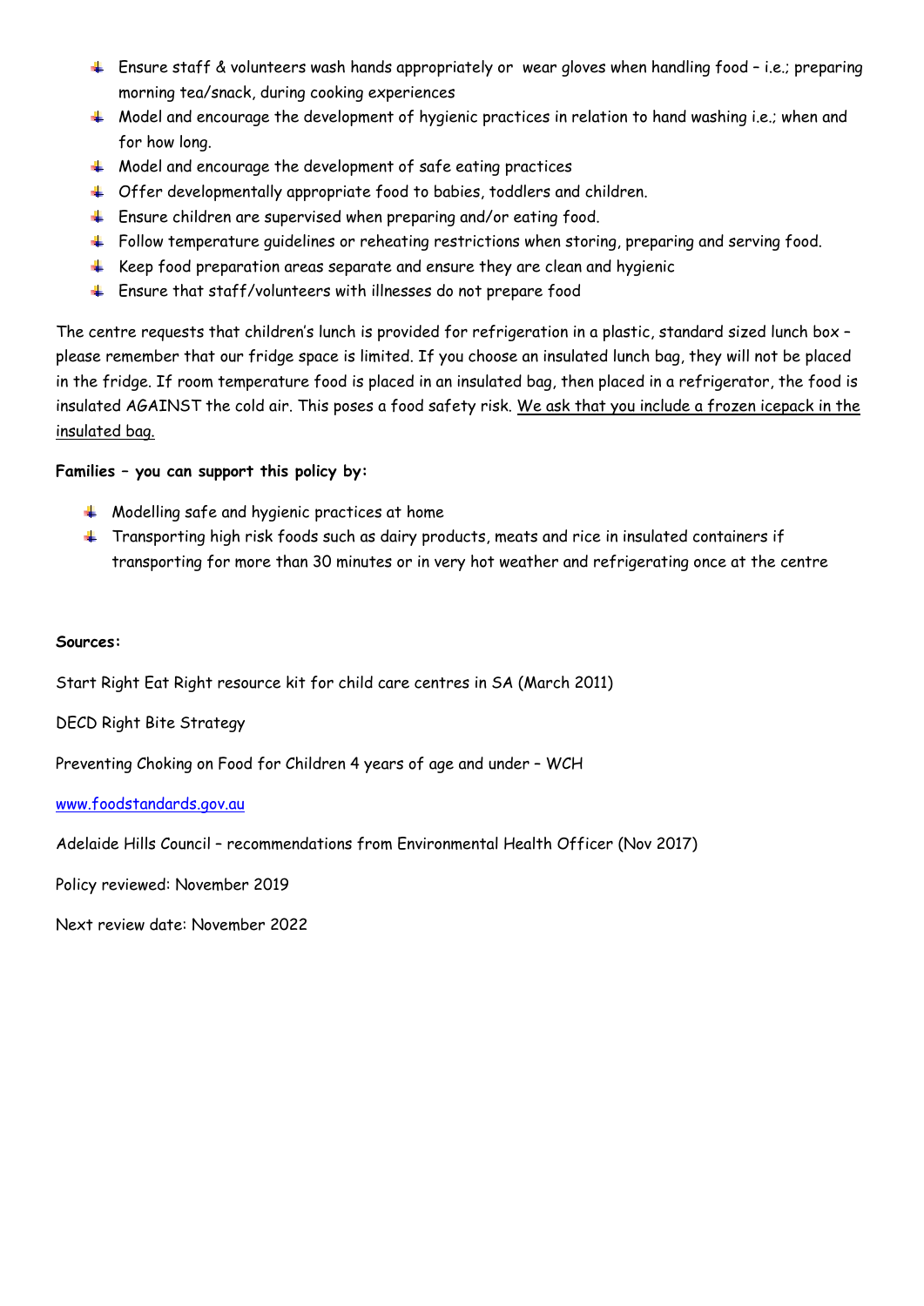- Ensure staff & volunteers wash hands appropriately or wear gloves when handling food – i.e.; preparing morning tea/snack, during cooking experiences
- Model and encourage the development of hygienic practices in relation to hand washing i.e.; when and for how long.
- Model and encourage the development of safe eating practices
- Offer developmentally appropriate food to babies, toddlers and children.
- Ensure children are supervised when preparing and/or eating food.
- Follow temperature guidelines or reheating restrictions when storing, preparing and serving food.
- Keep food preparation areas separate and ensure they are clean and hygienic
- Ensure that staff/volunteers with illnesses do not prepare food

The centre requests that children's lunch is provided for refrigeration in a plastic, standard sized lunch box – please remember that our fridge space is limited. If you choose an insulated lunch bag, they will not be placed in the fridge. If room temperature food is placed in an insulated bag, then placed in a refrigerator, the food is insulated AGAINST the cold air. This poses a food safety risk. <u>We ask that you include a frozen icepack in the insulated bag.</u>

**Families – you can support this policy by:**

- Modelling safe and hygienic practices at home
- Transporting high risk foods such as dairy products, meats and rice in insulated containers if transporting for more than 30 minutes or in very hot weather and refrigerating once at the centre

**Sources:**

Start Right Eat Right resource kit for child care centres in SA (March 2011)

DECD Right Bite Strategy

Preventing Choking on Food for Children 4 years of age and under – WCH

www.foodstandards.gov.au

Adelaide Hills Council – recommendations from Environmental Health Officer (Nov 2017)

Policy reviewed: November 2019

Next review date: November 2022